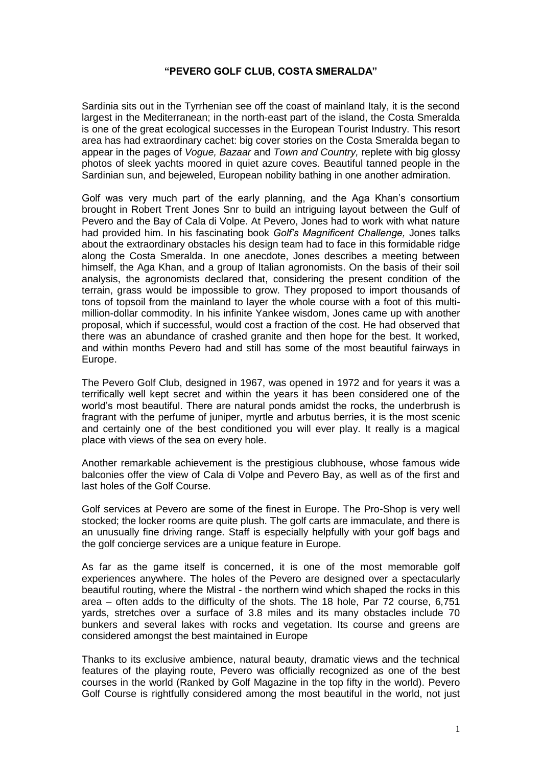# "PEVERO GOLF CLUB, COSTA SMERALDA"

Sardinia sits out in the Tyrrhenian see off the coast of mainland Italy, it is the second largest in the Mediterranean; in the north-east part of the island, the Costa Smeralda is one of the great ecological successes in the European Tourist Industry. This resort area has had extraordinary cachet: big cover stories on the Costa Smeralda began to appear in the pages of *Vogue, Bazaar* and *Town and Country,* replete with big glossy photos of sleek yachts moored in quiet azure coves. Beautiful tanned people in the Sardinian sun, and bejeweled, European nobility bathing in one another admiration.

Golf was very much part of the early planning, and the Aga Khan's consortium brought in Robert Trent Jones Snr to build an intriguing layout between the Gulf of Pevero and the Bay of Cala di Volpe. At Pevero, Jones had to work with what nature had provided him. In his fascinating book *Golf's Magnificent Challenge,* Jones talks about the extraordinary obstacles his design team had to face in this formidable ridge along the Costa Smeralda. In one anecdote, Jones describes a meeting between himself, the Aga Khan, and a group of Italian agronomists. On the basis of their soil analysis, the agronomists declared that, considering the present condition of the terrain, grass would be impossible to grow. They proposed to import thousands of tons of topsoil from the mainland to layer the whole course with a foot of this multi-million-dollar commodity. In his infinite Yankee wisdom, Jones came up with another proposal, which if successful, would cost a fraction of the cost. He had observed that there was an abundance of crashed granite and then hope for the best. It worked, and within months Pevero had and still has some of the most beautiful fairways in Europe.

The Pevero Golf Club, designed in 1967, was opened in 1972 and for years it was a terrifically well kept secret and within the years it has been considered one of the world's most beautiful. There are natural ponds amidst the rocks, the underbrush is fragrant with the perfume of juniper, myrtle and arbutus berries, it is the most scenic and certainly one of the best conditioned you will ever play. It really is a magical place with views of the sea on every hole.

Another remarkable achievement is the prestigious clubhouse, whose famous wide balconies offer the view of Cala di Volpe and Pevero Bay, as well as of the first and last holes of the Golf Course.

Golf services at Pevero are some of the finest in Europe. The Pro-Shop is very well stocked; the locker rooms are quite plush. The golf carts are immaculate, and there is an unusually fine driving range. Staff is especially helpfully with your golf bags and the golf concierge services are a unique feature in Europe.

As far as the game itself is concerned, it is one of the most memorable golf experiences anywhere. The holes of the Pevero are designed over a spectacularly beautiful routing, where the Mistral - the northern wind which shaped the rocks in this area – often adds to the difficulty of the shots. The 18 hole, Par 72 course, 6,751 yards, stretches over a surface of 3.8 miles and its many obstacles include 70 bunkers and several lakes with rocks and vegetation. Its course and greens are considered amongst the best maintained in Europe

Thanks to its exclusive ambience, natural beauty, dramatic views and the technical features of the playing route, Pevero was officially recognized as one of the best courses in the world (Ranked by Golf Magazine in the top fifty in the world). Pevero Golf Course is rightfully considered among the most beautiful in the world, not just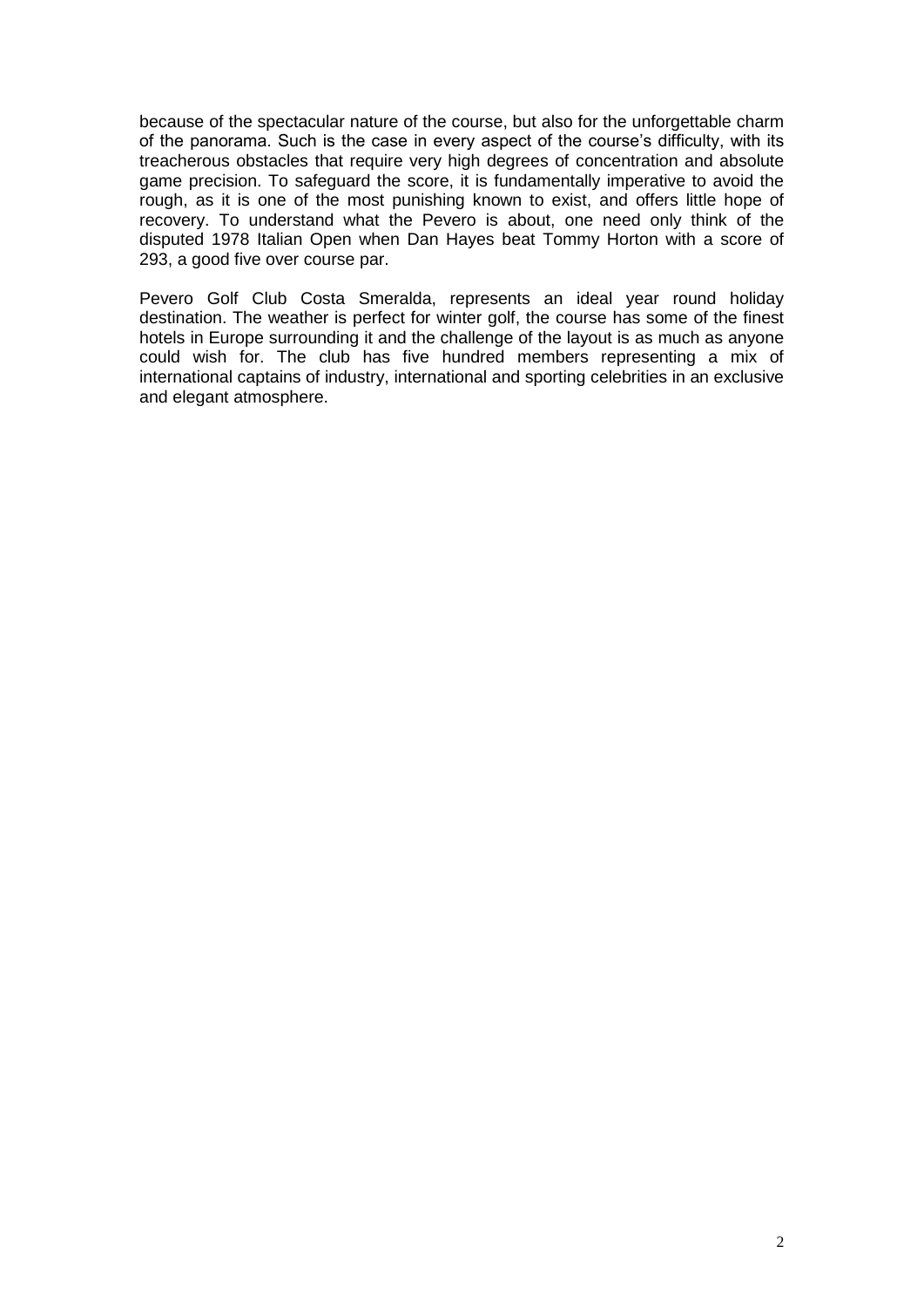because of the spectacular nature of the course, but also for the unforgettable charm of the panorama. Such is the case in every aspect of the course's difficulty, with its treacherous obstacles that require very high degrees of concentration and absolute game precision. To safeguard the score, it is fundamentally imperative to avoid the rough, as it is one of the most punishing known to exist, and offers little hope of recovery. To understand what the Pevero is about, one need only think of the disputed 1978 Italian Open when Dan Hayes beat Tommy Horton with a score of 293, a good five over course par.

Pevero Golf Club Costa Smeralda, represents an ideal year round holiday destination. The weather is perfect for winter golf, the course has some of the finest hotels in Europe surrounding it and the challenge of the layout is as much as anyone could wish for. The club has five hundred members representing a mix of international captains of industry, international and sporting celebrities in an exclusive and elegant atmosphere.